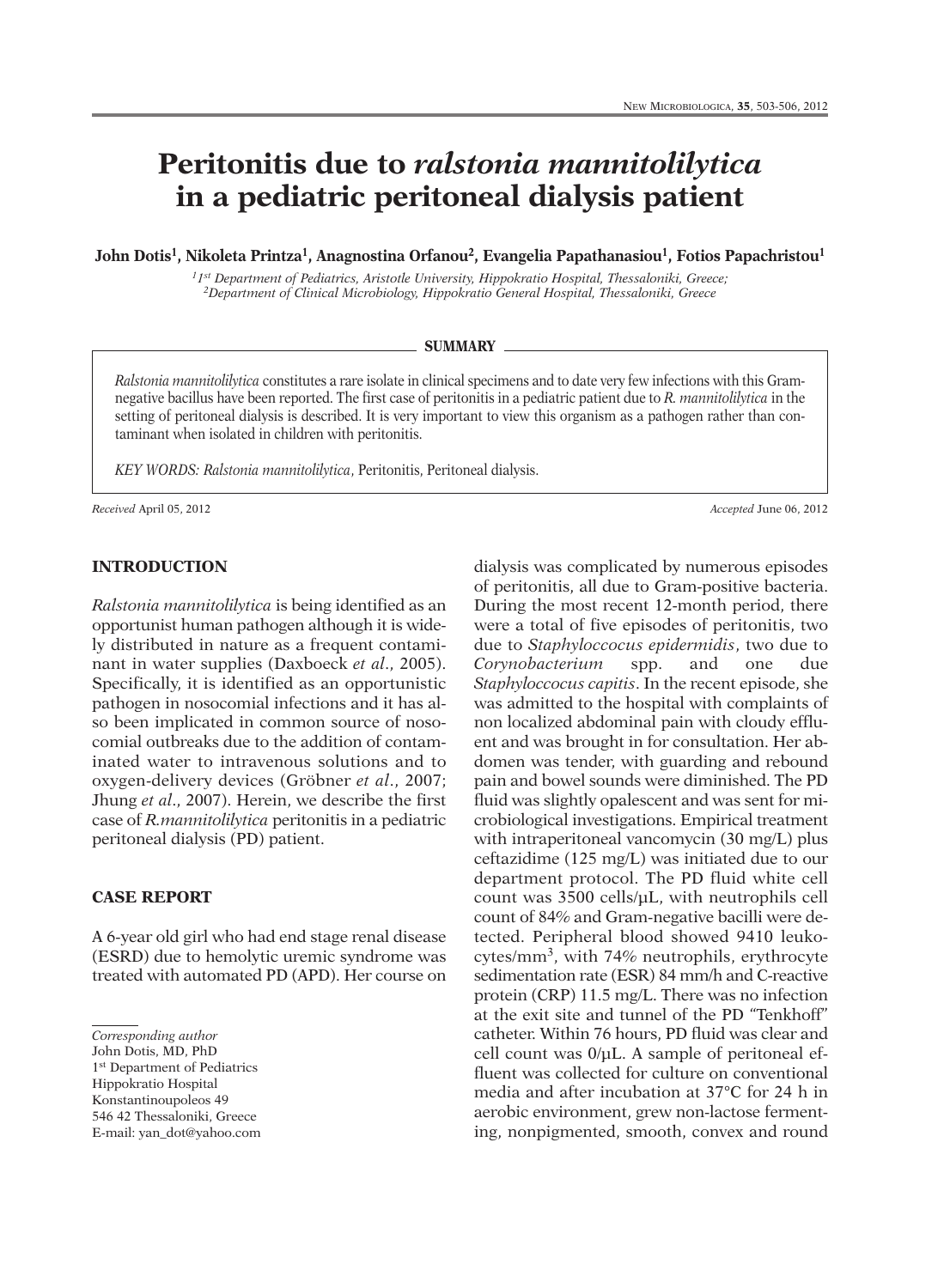# Peritonitis due to *ralstonia mannitolilytica* in a pediatric peritoneal dialysis patient

**John Dotis[1], Nikoleta Printza[1], Anagnostina Orfanou[2], Evangelia Papathanasiou[1], Fotios Papachristou[1]**

*[1]1st Department of Pediatrics, Aristotle University, Hippokratio Hospital, Thessaloniki, Greece;*
*[2]Department of Clinical Microbiology, Hippokratio General Hospital, Thessaloniki, Greece*

## SUMMARY

*Ralstonia mannitolilytica* constitutes a rare isolate in clinical specimens and to date very few infections with this Gram-negative bacillus have been reported. The first case of peritonitis in a pediatric patient due to *R. mannitolilytica* in the setting of peritoneal dialysis is described. It is very important to view this organism as a pathogen rather than contaminant when isolated in children with peritonitis.

*KEY WORDS: Ralstonia mannitolilytica*, Peritonitis, Peritoneal dialysis.

*Received* April 05, 2012 *Accepted* June 06, 2012

## INTRODUCTION

*Ralstonia mannitolilytica* is being identified as an opportunist human pathogen although it is widely distributed in nature as a frequent contaminant in water supplies (Daxboeck *et al*., 2005). Specifically, it is identified as an opportunistic pathogen in nosocomial infections and it has also been implicated in common source of nosocomial outbreaks due to the addition of contaminated water to intravenous solutions and to oxygen-delivery devices (Gröbner *et al*., 2007; Jhung *et al*., 2007). Herein, we describe the first case of *R.mannitolilytica* peritonitis in a pediatric peritoneal dialysis (PD) patient.

## CASE REPORT

A 6-year old girl who had end stage renal disease (ESRD) due to hemolytic uremic syndrome was treated with automated PD (APD). Her course on dialysis was complicated by numerous episodes of peritonitis, all due to Gram-positive bacteria. During the most recent 12-month period, there were a total of five episodes of peritonitis, two due to *Staphyloccocus epidermidis*, two due to *Corynobacterium* spp. and one due *Staphyloccocus capitis*. In the recent episode, she was admitted to the hospital with complaints of non localized abdominal pain with cloudy effluent and was brought in for consultation. Her abdomen was tender, with guarding and rebound pain and bowel sounds were diminished. The PD fluid was slightly opalescent and was sent for microbiological investigations. Empirical treatment with intraperitoneal vancomycin (30 mg/L) plus ceftazidime (125 mg/L) was initiated due to our department protocol. The PD fluid white cell count was 3500 cells/μL, with neutrophils cell count of 84% and Gram-negative bacilli were detected. Peripheral blood showed 9410 leukocytes/mm$^3$, with 74% neutrophils, erythrocyte sedimentation rate (ESR) 84 mm/h and C-reactive protein (CRP) 11.5 mg/L. There was no infection at the exit site and tunnel of the PD "Tenkhoff" catheter. Within 76 hours, PD fluid was clear and cell count was 0/μL. A sample of peritoneal effluent was collected for culture on conventional media and after incubation at 37°C for 24 h in aerobic environment, grew non-lactose fermenting, nonpigmented, smooth, convex and round

---

*Corresponding author*
John Dotis, MD, PhD
1st Department of Pediatrics
Hippokratio Hospital
Konstantinoupoleos 49
546 42 Thessaloniki, Greece
E-mail: yan_dot@yahoo.com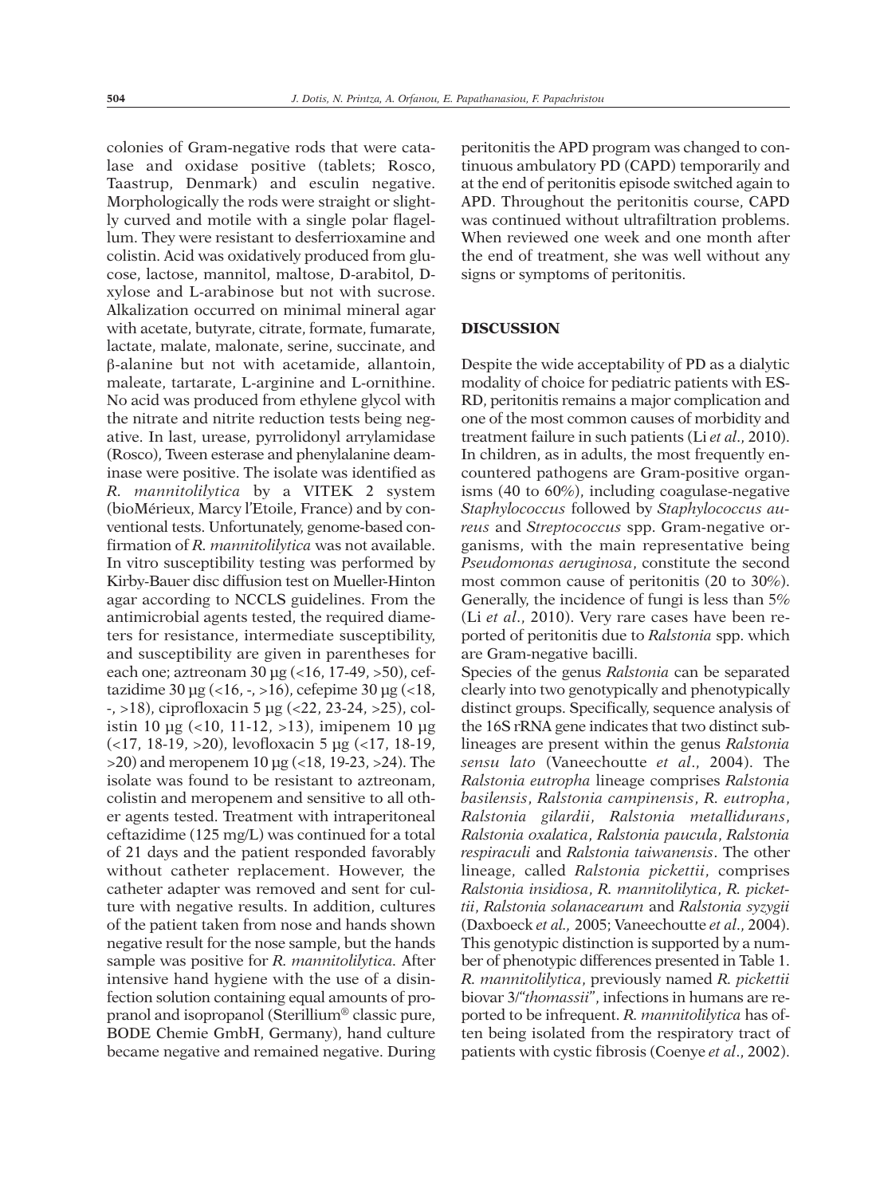colonies of Gram-negative rods that were catalase and oxidase positive (tablets; Rosco, Taastrup, Denmark) and esculin negative. Morphologically the rods were straight or slightly curved and motile with a single polar flagellum. They were resistant to desferrioxamine and colistin. Acid was oxidatively produced from glucose, lactose, mannitol, maltose, D-arabitol, D-xylose and L-arabinose but not with sucrose. Alkalization occurred on minimal mineral agar with acetate, butyrate, citrate, formate, fumarate, lactate, malate, malonate, serine, succinate, and β-alanine but not with acetamide, allantoin, maleate, tartarate, L-arginine and L-ornithine. No acid was produced from ethylene glycol with the nitrate and nitrite reduction tests being negative. In last, urease, pyrrolidonyl arrylamidase (Rosco), Tween esterase and phenylalanine deaminase were positive. The isolate was identified as *R. mannitolilytica* by a VITEK 2 system (bioMérieux, Marcy l'Etoile, France) and by conventional tests. Unfortunately, genome-based confirmation of *R. mannitolilytica* was not available. In vitro susceptibility testing was performed by Kirby-Bauer disc diffusion test on Mueller-Hinton agar according to NCCLS guidelines. From the antimicrobial agents tested, the required diameters for resistance, intermediate susceptibility, and susceptibility are given in parentheses for each one; aztreonam 30 μg (<16, 17-49, >50), ceftazidime 30 μg (<16, -, >16), cefepime 30 μg (<18, -, >18), ciprofloxacin 5 μg (<22, 23-24, >25), colistin 10 μg (<10, 11-12, >13), imipenem 10 μg (<17, 18-19, >20), levofloxacin 5 μg (<17, 18-19, >20) and meropenem 10 μg (<18, 19-23, >24). The isolate was found to be resistant to aztreonam, colistin and meropenem and sensitive to all other agents tested. Treatment with intraperitoneal ceftazidime (125 mg/L) was continued for a total of 21 days and the patient responded favorably without catheter replacement. However, the catheter adapter was removed and sent for culture with negative results. In addition, cultures of the patient taken from nose and hands shown negative result for the nose sample, but the hands sample was positive for *R. mannitolilytica.* After intensive hand hygiene with the use of a disinfection solution containing equal amounts of propranol and isopropanol (Sterillium® classic pure, BODE Chemie GmbH, Germany), hand culture became negative and remained negative. During peritonitis the APD program was changed to continuous ambulatory PD (CAPD) temporarily and at the end of peritonitis episode switched again to APD. Throughout the peritonitis course, CAPD was continued without ultrafiltration problems. When reviewed one week and one month after the end of treatment, she was well without any signs or symptoms of peritonitis.

## DISCUSSION

Despite the wide acceptability of PD as a dialytic modality of choice for pediatric patients with ESRD, peritonitis remains a major complication and one of the most common causes of morbidity and treatment failure in such patients (Li *et al*., 2010). In children, as in adults, the most frequently encountered pathogens are Gram-positive organisms (40 to 60%), including coagulase-negative *Staphylococcus* followed by *Staphylococcus aureus* and *Streptococcus* spp. Gram-negative organisms, with the main representative being *Pseudomonas aeruginosa*, constitute the second most common cause of peritonitis (20 to 30%). Generally, the incidence of fungi is less than 5% (Li *et al*., 2010). Very rare cases have been reported of peritonitis due to *Ralstonia* spp. which are Gram-negative bacilli.

Species of the genus *Ralstonia* can be separated clearly into two genotypically and phenotypically distinct groups. Specifically, sequence analysis of the 16S rRNA gene indicates that two distinct sublineages are present within the genus *Ralstonia sensu lato* (Vaneechoutte *et al*., 2004). The *Ralstonia eutropha* lineage comprises *Ralstonia basilensis*, *Ralstonia campinensis*, *R. eutropha*, *Ralstonia gilardii*, *Ralstonia metallidurans*, *Ralstonia oxalatica*, *Ralstonia paucula*, *Ralstonia respiraculi* and *Ralstonia taiwanensis*. The other lineage, called *Ralstonia pickettii*, comprises *Ralstonia insidiosa*, *R. mannitolilytica*, *R. pickettii*, *Ralstonia solanacearum* and *Ralstonia syzygii* (Daxboeck *et al.,* 2005; Vaneechoutte *et al*., 2004). This genotypic distinction is supported by a number of phenotypic differences presented in Table 1. *R. mannitolilytica*, previously named *R. pickettii* biovar 3/"*thomassii*", infections in humans are reported to be infrequent. *R. mannitolilytica* has often being isolated from the respiratory tract of patients with cystic fibrosis (Coenye *et al*., 2002).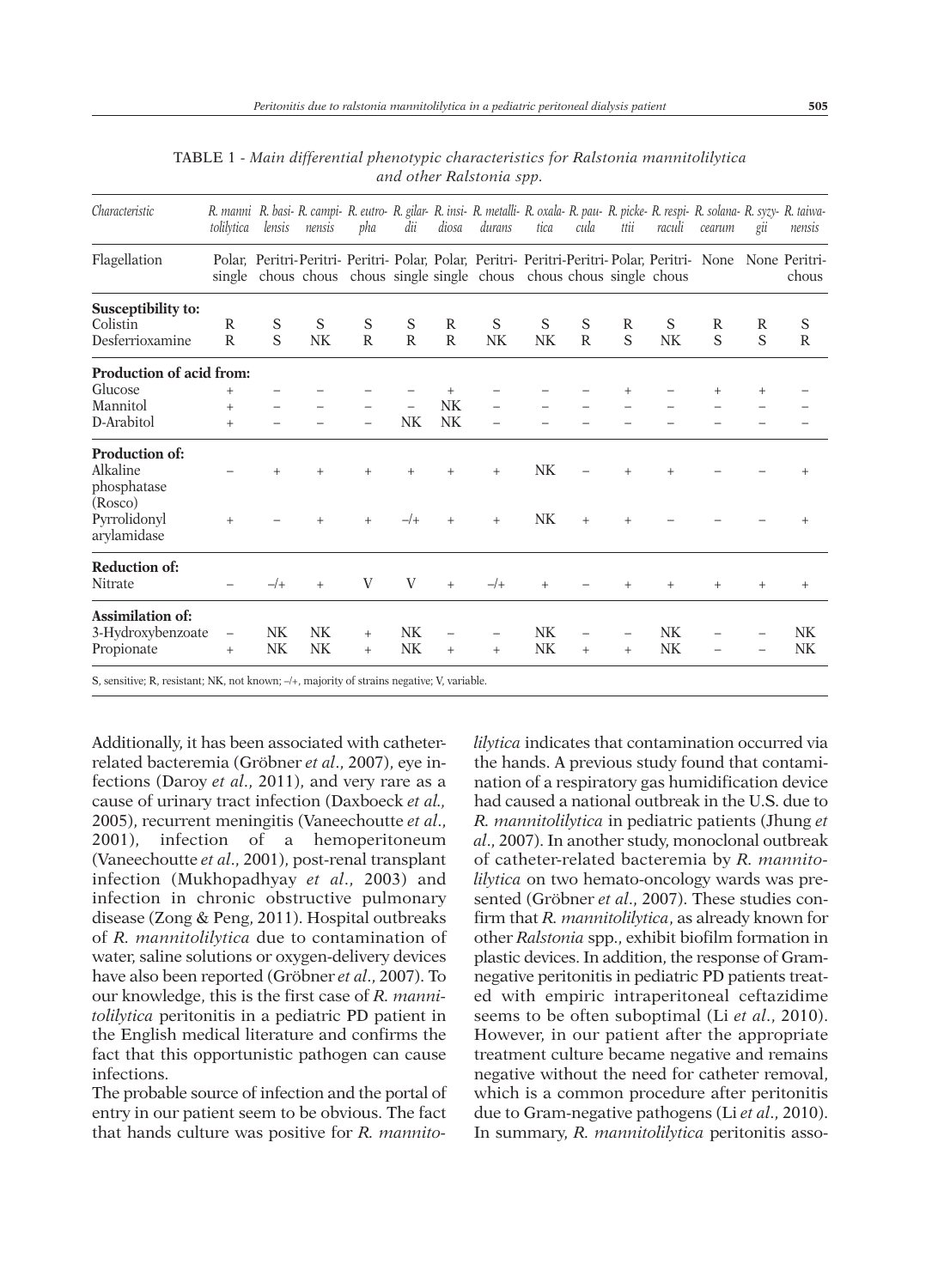TABLE 1 - *Main differential phenotypic characteristics for Ralstonia mannitolilytica and other Ralstonia spp.*

| *Characteristic* | *R. mannitolilytica* | *R. basilensis* | *R. campinensis* | *R. eutropha* | *R. gilardii* | *R. insidiosa* | *R. metallidurans* | *R. oxalatica* | *R. paucula* | *R. pickettii* | *R. respiraculi* | *R. solanacearum* | *R. syzygii* | *R. taiwanensis* |
|---|---|---|---|---|---|---|---|---|---|---|---|---|---|---|
| Flagellation | Polar, single | Peritrichous | Peritrichous | Peritrichous | Polar, single | Polar, single | Peritrichous | Peritrichous | Peritrichous | Polar, single | Peritrichous | None | None | Peritrichous |
| **Susceptibility to:** | | | | | | | | | | | | | | |
| Colistin | R | S | S | S | S | R | S | S | S | R | S | R | R | S |
| Desferrioxamine | R | S | NK | R | R | R | NK | NK | R | S | NK | S | S | R |
| **Production of acid from:** | | | | | | | | | | | | | | |
| Glucose | + | – | – | – | – | + | – | – | – | + | – | + | + | – |
| Mannitol | + | – | – | – | – | NK | – | – | – | – | – | – | – | – |
| D-Arabitol | + | – | – | – | NK | NK | – | – | – | – | – | – | – | – |
| **Production of:** | | | | | | | | | | | | | | |
| Alkaline phosphatase (Rosco) | – | + | + | + | + | + | + | NK | – | + | + | – | – | + |
| Pyrrolidonyl arylamidase | + | – | + | + | –/+ | + | + | NK | + | + | – | – | – | + |
| **Reduction of:** | | | | | | | | | | | | | | |
| Nitrate | – | –/+ | + | V | V | + | –/+ | + | – | + | + | + | + | + |
| **Assimilation of:** | | | | | | | | | | | | | | |
| 3-Hydroxybenzoate | – | NK | NK | + | NK | – | – | NK | – | – | NK | – | – | NK |
| Propionate | + | NK | NK | + | NK | + | + | NK | + | + | NK | – | – | NK |

S, sensitive; R, resistant; NK, not known; –/+, majority of strains negative; V, variable.

Additionally, it has been associated with catheter-related bacteremia (Gröbner *et al*., 2007), eye infections (Daroy *et al*., 2011), and very rare as a cause of urinary tract infection (Daxboeck *et al.*, 2005), recurrent meningitis (Vaneechoutte *et al*., 2001), infection of a hemoperitoneum (Vaneechoutte *et al*., 2001), post-renal transplant infection (Mukhopadhyay *et al*., 2003) and infection in chronic obstructive pulmonary disease (Zong & Peng, 2011). Hospital outbreaks of *R. mannitolilytica* due to contamination of water, saline solutions or oxygen-delivery devices have also been reported (Gröbner *et al*., 2007). To our knowledge, this is the first case of *R. mannitolilytica* peritonitis in a pediatric PD patient in the English medical literature and confirms the fact that this opportunistic pathogen can cause infections.

The probable source of infection and the portal of entry in our patient seem to be obvious. The fact that hands culture was positive for *R. mannitolilytica* indicates that contamination occurred via the hands. A previous study found that contamination of a respiratory gas humidification device had caused a national outbreak in the U.S. due to *R. mannitolilytica* in pediatric patients (Jhung *et al*., 2007). In another study, monoclonal outbreak of catheter-related bacteremia by *R. mannitolilytica* on two hemato-oncology wards was presented (Gröbner *et al*., 2007). These studies confirm that *R. mannitolilytica*, as already known for other *Ralstonia* spp., exhibit biofilm formation in plastic devices. In addition, the response of Gram-negative peritonitis in pediatric PD patients treated with empiric intraperitoneal ceftazidime seems to be often suboptimal (Li *et al*., 2010). However, in our patient after the appropriate treatment culture became negative and remains negative without the need for catheter removal, which is a common procedure after peritonitis due to Gram-negative pathogens (Li *et al*., 2010). In summary, *R. mannitolilytica* peritonitis asso-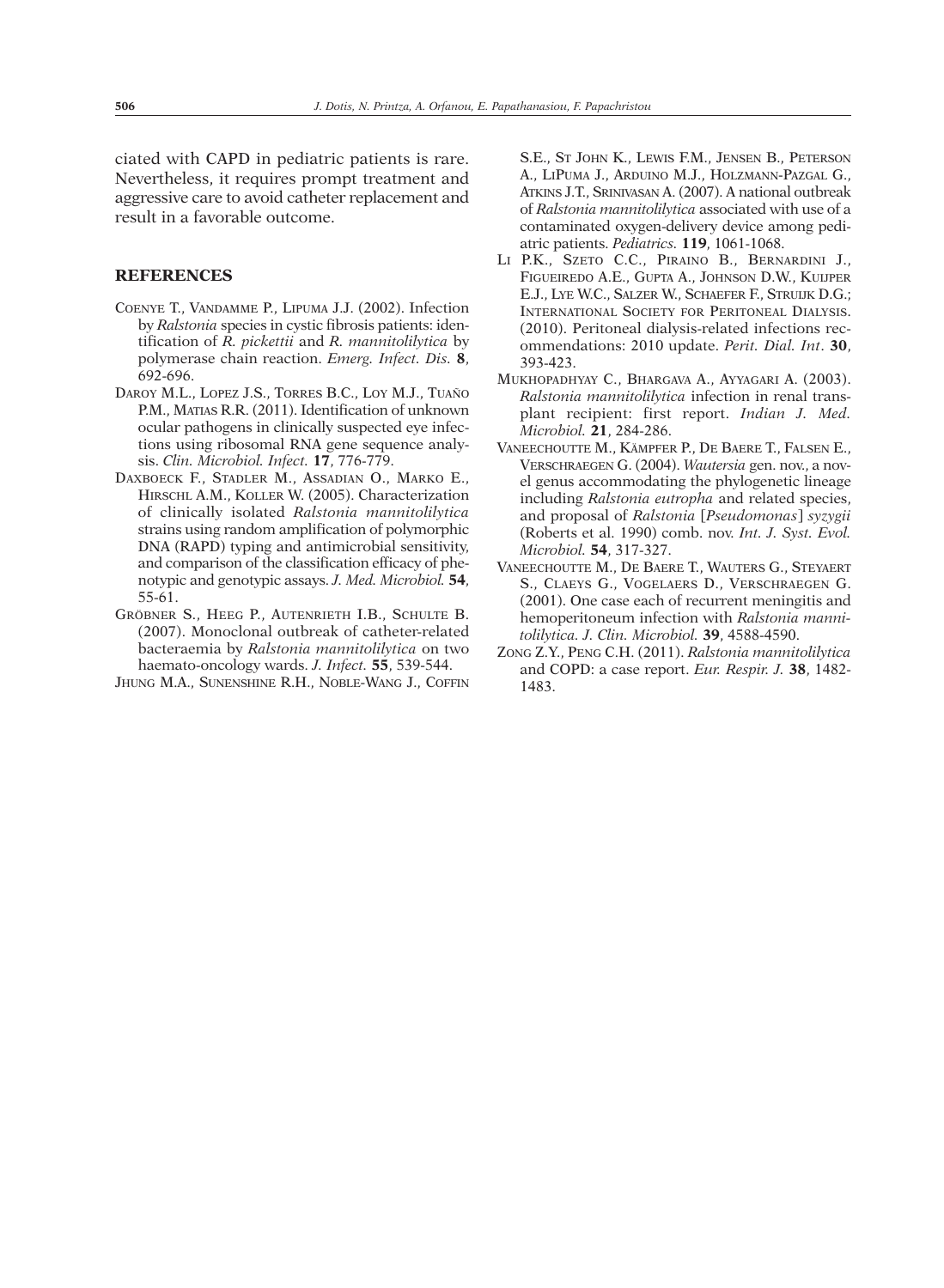ciated with CAPD in pediatric patients is rare. Nevertheless, it requires prompt treatment and aggressive care to avoid catheter replacement and result in a favorable outcome.

## REFERENCES

Coenye T., Vandamme P., LiPuma J.J. (2002). Infection by *Ralstonia* species in cystic fibrosis patients: identification of *R. pickettii* and *R. mannitolilytica* by polymerase chain reaction. *Emerg. Infect. Dis.* **8**, 692-696.

Daroy M.L., Lopez J.S., Torres B.C., Loy M.J., Tuaño P.M., Matias R.R. (2011). Identification of unknown ocular pathogens in clinically suspected eye infections using ribosomal RNA gene sequence analysis. *Clin. Microbiol. Infect.* **17**, 776-779.

Daxboeck F., Stadler M., Assadian O., Marko E., Hirschl A.M., Koller W. (2005). Characterization of clinically isolated *Ralstonia mannitolilytica* strains using random amplification of polymorphic DNA (RAPD) typing and antimicrobial sensitivity, and comparison of the classification efficacy of phenotypic and genotypic assays. *J. Med. Microbiol.* **54**, 55-61.

Gröbner S., Heeg P., Autenrieth I.B., Schulte B. (2007). Monoclonal outbreak of catheter-related bacteraemia by *Ralstonia mannitolilytica* on two haemato-oncology wards. *J. Infect.* **55**, 539-544.

Jhung M.A., Sunenshine R.H., Noble-Wang J., Coffin S.E., St John K., Lewis F.M., Jensen B., Peterson A., LiPuma J., Arduino M.J., Holzmann-Pazgal G., Atkins J.T., Srinivasan A. (2007). A national outbreak of *Ralstonia mannitolilytica* associated with use of a contaminated oxygen-delivery device among pediatric patients. *Pediatrics.* **119**, 1061-1068.

Li P.K., Szeto C.C., Piraino B., Bernardini J., Figueiredo A.E., Gupta A., Johnson D.W., Kuijper E.J., Lye W.C., Salzer W., Schaefer F., Struijk D.G.; International Society for Peritoneal Dialysis. (2010). Peritoneal dialysis-related infections recommendations: 2010 update. *Perit. Dial. Int*. **30**, 393-423.

Mukhopadhyay C., Bhargava A., Ayyagari A. (2003). *Ralstonia mannitolilytica* infection in renal transplant recipient: first report. *Indian J. Med. Microbiol.* **21**, 284-286.

Vaneechoutte M., Kämpfer P., De Baere T., Falsen E., Verschraegen G. (2004). *Wautersia* gen. nov., a novel genus accommodating the phylogenetic lineage including *Ralstonia eutropha* and related species, and proposal of *Ralstonia* [*Pseudomonas*] *syzygii* (Roberts et al. 1990) comb. nov. *Int. J. Syst. Evol. Microbiol.* **54**, 317-327.

Vaneechoutte M., De Baere T., Wauters G., Steyaert S., Claeys G., Vogelaers D., Verschraegen G. (2001). One case each of recurrent meningitis and hemoperitoneum infection with *Ralstonia mannitolilytica. J. Clin. Microbiol.* **39**, 4588-4590.

Zong Z.Y., Peng C.H. (2011). *Ralstonia mannitolilytica* and COPD: a case report. *Eur. Respir. J.* **38**, 1482-1483.